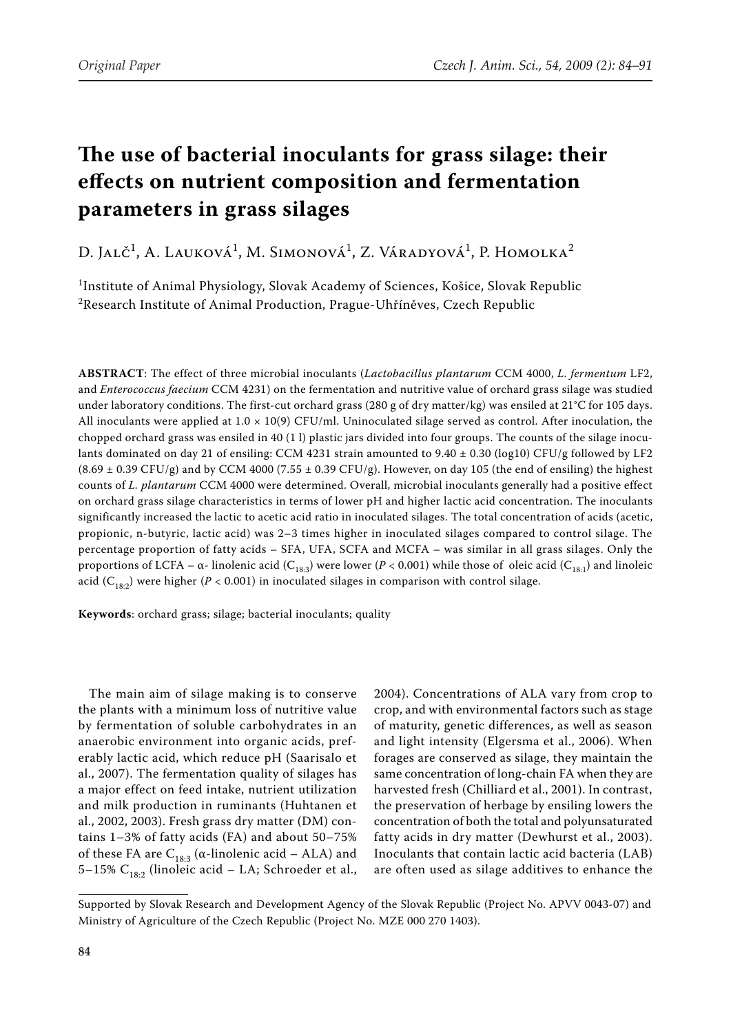# The use of bacterial inoculants for grass silage: their effects on nutrient composition and fermentation parameters in grass silages

D. Jalč[1], A. Lauková[1], M. Simonová[1], Z. Váradyová[1], P. Homolka[2]

[1]Institute of Animal Physiology, Slovak Academy of Sciences, Košice, Slovak Republic
[2]Research Institute of Animal Production, Prague-Uhříněves, Czech Republic

**ABSTRACT**: The effect of three microbial inoculants (*Lactobacillus plantarum* CCM 4000, *L. fermentum* LF2, and *Enterococcus faecium* CCM 4231) on the fermentation and nutritive value of orchard grass silage was studied under laboratory conditions. The first-cut orchard grass (280 g of dry matter/kg) was ensiled at 21°C for 105 days. All inoculants were applied at $1.0 \times 10(9)$ CFU/ml. Uninoculated silage served as control. After inoculation, the chopped orchard grass was ensiled in 40 (1 l) plastic jars divided into four groups. The counts of the silage inoculants dominated on day 21 of ensiling: CCM 4231 strain amounted to $9.40 \pm 0.30$ (log10) CFU/g followed by LF2 ($8.69 \pm 0.39$ CFU/g) and by CCM 4000 ($7.55 \pm 0.39$ CFU/g). However, on day 105 (the end of ensiling) the highest counts of *L. plantarum* CCM 4000 were determined. Overall, microbial inoculants generally had a positive effect on orchard grass silage characteristics in terms of lower pH and higher lactic acid concentration. The inoculants significantly increased the lactic to acetic acid ratio in inoculated silages. The total concentration of acids (acetic, propionic, n-butyric, lactic acid) was 2–3 times higher in inoculated silages compared to control silage. The percentage proportion of fatty acids – SFA, UFA, SCFA and MCFA – was similar in all grass silages. Only the proportions of LCFA – α- linolenic acid ($C_{18:3}$) were lower ($P < 0.001$) while those of oleic acid ($C_{18:1}$) and linoleic acid ($C_{18:2}$) were higher ($P < 0.001$) in inoculated silages in comparison with control silage.

**Keywords**: orchard grass; silage; bacterial inoculants; quality

The main aim of silage making is to conserve the plants with a minimum loss of nutritive value by fermentation of soluble carbohydrates in an anaerobic environment into organic acids, preferably lactic acid, which reduce pH (Saarisalo et al., 2007). The fermentation quality of silages has a major effect on feed intake, nutrient utilization and milk production in ruminants (Huhtanen et al., 2002, 2003). Fresh grass dry matter (DM) contains 1–3% of fatty acids (FA) and about 50–75% of these FA are $C_{18:3}$ (α-linolenic acid – ALA) and 5–15% $C_{18:2}$ (linoleic acid – LA; Schroeder et al., 2004). Concentrations of ALA vary from crop to crop, and with environmental factors such as stage of maturity, genetic differences, as well as season and light intensity (Elgersma et al., 2006). When forages are conserved as silage, they maintain the same concentration of long-chain FA when they are harvested fresh (Chilliard et al., 2001). In contrast, the preservation of herbage by ensiling lowers the concentration of both the total and polyunsaturated fatty acids in dry matter (Dewhurst et al., 2003). Inoculants that contain lactic acid bacteria (LAB) are often used as silage additives to enhance the

Supported by Slovak Research and Development Agency of the Slovak Republic (Project No. APVV 0043-07) and Ministry of Agriculture of the Czech Republic (Project No. MZE 000 270 1403).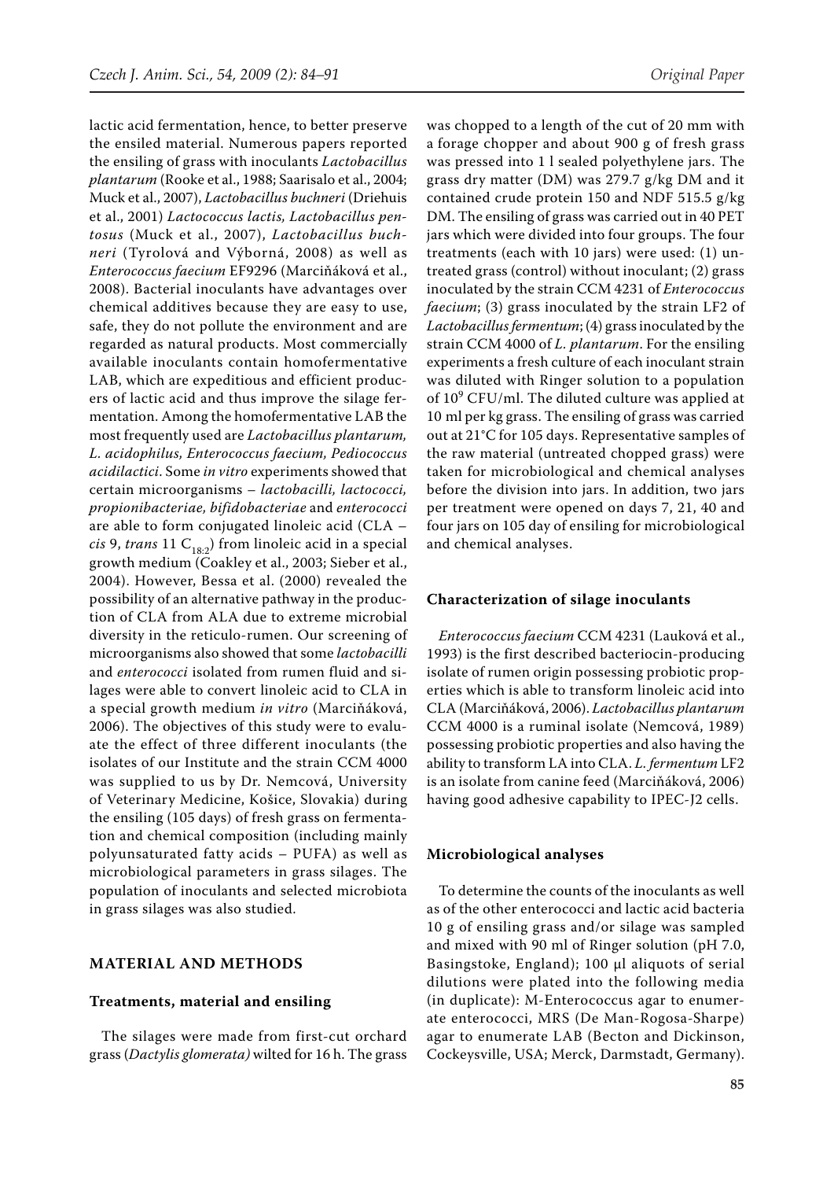lactic acid fermentation, hence, to better preserve the ensiled material. Numerous papers reported the ensiling of grass with inoculants *Lactobacillus plantarum* (Rooke et al., 1988; Saarisalo et al., 2004; Muck et al., 2007), *Lactobacillus buchneri* (Driehuis et al., 2001) *Lactococcus lactis, Lactobacillus pentosus* (Muck et al., 2007), *Lactobacillus buchneri* (Tyrolová and Výborná, 2008) as well as *Enterococcus faecium* EF9296 (Marciňáková et al., 2008). Bacterial inoculants have advantages over chemical additives because they are easy to use, safe, they do not pollute the environment and are regarded as natural products. Most commercially available inoculants contain homofermentative LAB, which are expeditious and efficient producers of lactic acid and thus improve the silage fermentation. Among the homofermentative LAB the most frequently used are *Lactobacillus plantarum, L. acidophilus, Enterococcus faecium, Pediococcus acidilactici*. Some *in vitro* experiments showed that certain microorganisms – *lactobacilli, lactococci, propionibacteriae, bifidobacteriae* and *enterococci* are able to form conjugated linoleic acid (CLA – *cis* 9, *trans* 11 $C_{18:2}$) from linoleic acid in a special growth medium (Coakley et al., 2003; Sieber et al., 2004). However, Bessa et al. (2000) revealed the possibility of an alternative pathway in the production of CLA from ALA due to extreme microbial diversity in the reticulo-rumen. Our screening of microorganisms also showed that some *lactobacilli* and *enterococci* isolated from rumen fluid and silages were able to convert linoleic acid to CLA in a special growth medium *in vitro* (Marciňáková, 2006). The objectives of this study were to evaluate the effect of three different inoculants (the isolates of our Institute and the strain CCM 4000 was supplied to us by Dr. Nemcová, University of Veterinary Medicine, Košice, Slovakia) during the ensiling (105 days) of fresh grass on fermentation and chemical composition (including mainly polyunsaturated fatty acids – PUFA) as well as microbiological parameters in grass silages. The population of inoculants and selected microbiota in grass silages was also studied.

## MATERIAL AND METHODS

### Treatments, material and ensiling

The silages were made from first-cut orchard grass (*Dactylis glomerata)* wilted for 16 h. The grass was chopped to a length of the cut of 20 mm with a forage chopper and about 900 g of fresh grass was pressed into 1 l sealed polyethylene jars. The grass dry matter (DM) was 279.7 g/kg DM and it contained crude protein 150 and NDF 515.5 g/kg DM. The ensiling of grass was carried out in 40 PET jars which were divided into four groups. The four treatments (each with 10 jars) were used: (1) untreated grass (control) without inoculant; (2) grass inoculated by the strain CCM 4231 of *Enterococcus faecium*; (3) grass inoculated by the strain LF2 of *Lactobacillus fermentum*; (4) grass inoculated by the strain CCM 4000 of *L. plantarum*. For the ensiling experiments a fresh culture of each inoculant strain was diluted with Ringer solution to a population of $10^9$ CFU/ml. The diluted culture was applied at 10 ml per kg grass. The ensiling of grass was carried out at 21°C for 105 days. Representative samples of the raw material (untreated chopped grass) were taken for microbiological and chemical analyses before the division into jars. In addition, two jars per treatment were opened on days 7, 21, 40 and four jars on 105 day of ensiling for microbiological and chemical analyses.

### Characterization of silage inoculants

*Enterococcus faecium* CCM 4231 (Lauková et al., 1993) is the first described bacteriocin-producing isolate of rumen origin possessing probiotic properties which is able to transform linoleic acid into CLA (Marciňáková, 2006). *Lactobacillus plantarum* CCM 4000 is a ruminal isolate (Nemcová, 1989) possessing probiotic properties and also having the ability to transform LA into CLA. *L. fermentum* LF2 is an isolate from canine feed (Marciňáková, 2006) having good adhesive capability to IPEC-J2 cells.

### Microbiological analyses

To determine the counts of the inoculants as well as of the other enterococci and lactic acid bacteria 10 g of ensiling grass and/or silage was sampled and mixed with 90 ml of Ringer solution (pH 7.0, Basingstoke, England); 100 μl aliquots of serial dilutions were plated into the following media (in duplicate): M-Enterococcus agar to enumerate enterococci, MRS (De Man-Rogosa-Sharpe) agar to enumerate LAB (Becton and Dickinson, Cockeysville, USA; Merck, Darmstadt, Germany).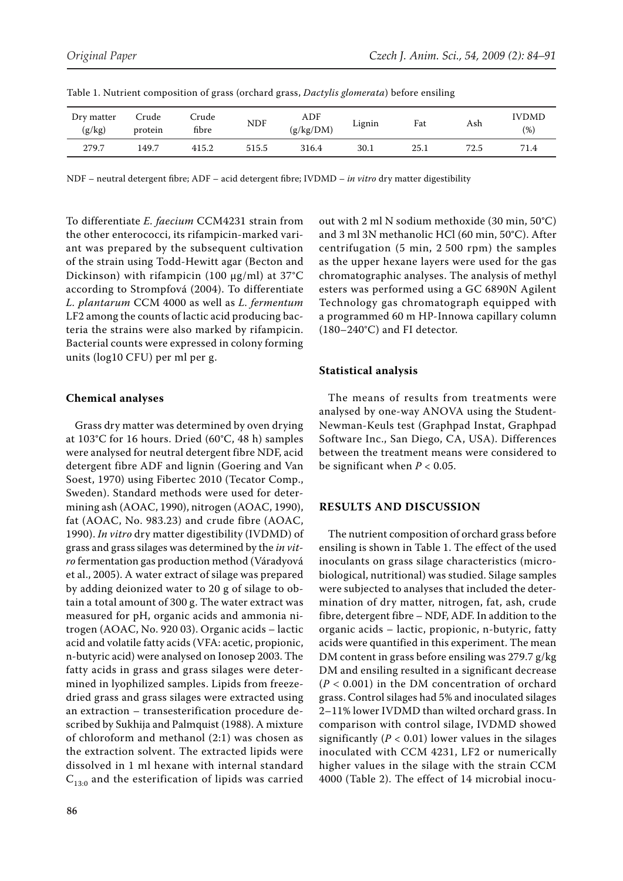Table 1. Nutrient composition of grass (orchard grass, *Dactylis glomerata*) before ensiling

| Dry matter (g/kg) | Crude protein | Crude fibre | NDF | ADF (g/kg/DM) | Lignin | Fat | Ash | IVDMD (%) |
|---|---|---|---|---|---|---|---|---|
| 279.7 | 149.7 | 415.2 | 515.5 | 316.4 | 30.1 | 25.1 | 72.5 | 71.4 |

NDF – neutral detergent fibre; ADF – acid detergent fibre; IVDMD – *in vitro* dry matter digestibility

To differentiate *E. faecium* CCM4231 strain from the other enterococci, its rifampicin-marked variant was prepared by the subsequent cultivation of the strain using Todd-Hewitt agar (Becton and Dickinson) with rifampicin (100 μg/ml) at 37°C according to Strompfová (2004). To differentiate *L. plantarum* CCM 4000 as well as *L. fermentum* LF2 among the counts of lactic acid producing bacteria the strains were also marked by rifampicin. Bacterial counts were expressed in colony forming units (log10 CFU) per ml per g.

### Chemical analyses

Grass dry matter was determined by oven drying at 103°C for 16 hours. Dried (60°C, 48 h) samples were analysed for neutral detergent fibre NDF, acid detergent fibre ADF and lignin (Goering and Van Soest, 1970) using Fibertec 2010 (Tecator Comp., Sweden). Standard methods were used for determining ash (AOAC, 1990), nitrogen (AOAC, 1990), fat (AOAC, No. 983.23) and crude fibre (AOAC, 1990). *In vitro* dry matter digestibility (IVDMD) of grass and grass silages was determined by the *in vitro* fermentation gas production method (Váradyová et al., 2005). A water extract of silage was prepared by adding deionized water to 20 g of silage to obtain a total amount of 300 g. The water extract was measured for pH, organic acids and ammonia nitrogen (AOAC, No. 920 03). Organic acids – lactic acid and volatile fatty acids (VFA: acetic, propionic, n-butyric acid) were analysed on Ionosep 2003. The fatty acids in grass and grass silages were determined in lyophilized samples. Lipids from freeze-dried grass and grass silages were extracted using an extraction – transesterification procedure described by Sukhija and Palmquist (1988). A mixture of chloroform and methanol (2:1) was chosen as the extraction solvent. The extracted lipids were dissolved in 1 ml hexane with internal standard $C_{13:0}$ and the esterification of lipids was carried out with 2 ml N sodium methoxide (30 min, 50°C) and 3 ml 3N methanolic HCl (60 min, 50°C). After centrifugation (5 min, 2 500 rpm) the samples as the upper hexane layers were used for the gas chromatographic analyses. The analysis of methyl esters was performed using a GC 6890N Agilent Technology gas chromatograph equipped with a programmed 60 m HP-Innowa capillary column (180–240°C) and FI detector.

### Statistical analysis

The means of results from treatments were analysed by one-way ANOVA using the Student-Newman-Keuls test (Graphpad Instat, Graphpad Software Inc., San Diego, CA, USA). Differences between the treatment means were considered to be significant when $P < 0.05$.

## RESULTS AND DISCUSSION

The nutrient composition of orchard grass before ensiling is shown in Table 1. The effect of the used inoculants on grass silage characteristics (microbiological, nutritional) was studied. Silage samples were subjected to analyses that included the determination of dry matter, nitrogen, fat, ash, crude fibre, detergent fibre – NDF, ADF. In addition to the organic acids – lactic, propionic, n-butyric, fatty acids were quantified in this experiment. The mean DM content in grass before ensiling was 279.7 g/kg DM and ensiling resulted in a significant decrease ($P < 0.001$) in the DM concentration of orchard grass. Control silages had 5% and inoculated silages 2–11% lower IVDMD than wilted orchard grass. In comparison with control silage, IVDMD showed significantly ($P < 0.01$) lower values in the silages inoculated with CCM 4231, LF2 or numerically higher values in the silage with the strain CCM 4000 (Table 2). The effect of 14 microbial inocu-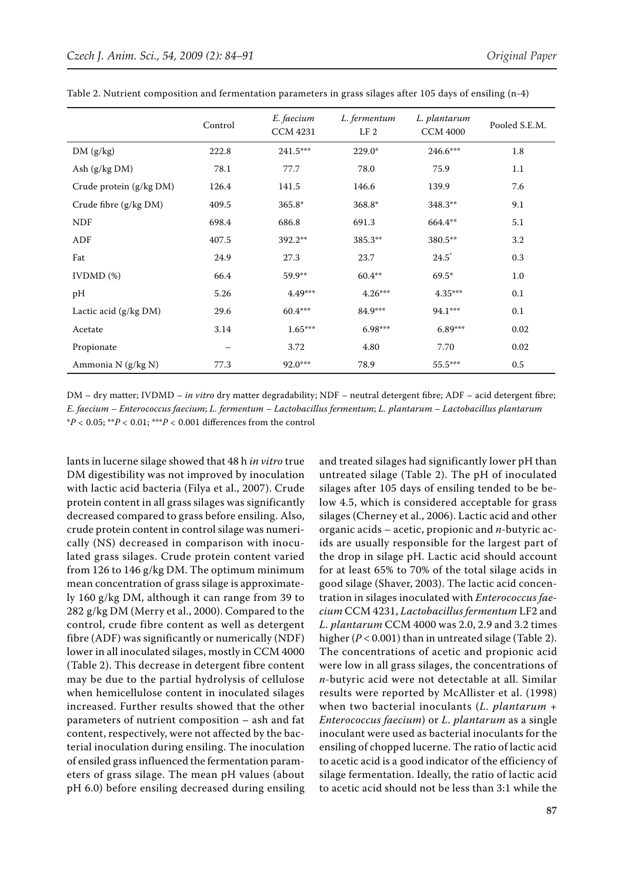Table 2. Nutrient composition and fermentation parameters in grass silages after 105 days of ensiling (n-4)

| | Control | *E. faecium* CCM 4231 | *L. fermentum* LF 2 | *L. plantarum* CCM 4000 | Pooled S.E.M. |
|---|---|---|---|---|---|
| DM (g/kg) | 222.8 | 241.5*** | 229.0* | 246.6*** | 1.8 |
| Ash (g/kg DM) | 78.1 | 77.7 | 78.0 | 75.9 | 1.1 |
| Crude protein (g/kg DM) | 126.4 | 141.5 | 146.6 | 139.9 | 7.6 |
| Crude fibre (g/kg DM) | 409.5 | 365.8* | 368.8* | 348.3** | 9.1 |
| NDF | 698.4 | 686.8 | 691.3 | 664.4** | 5.1 |
| ADF | 407.5 | 392.2** | 385.3** | 380.5** | 3.2 |
| Fat | 24.9 | 27.3 | 23.7 | 24.5* | 0.3 |
| IVDMD (%) | 66.4 | 59.9** | 60.4** | 69.5* | 1.0 |
| pH | 5.26 | 4.49*** | 4.26*** | 4.35*** | 0.1 |
| Lactic acid (g/kg DM) | 29.6 | 60.4*** | 84.9*** | 94.1*** | 0.1 |
| Acetate | 3.14 | 1.65*** | 6.98*** | 6.89*** | 0.02 |
| Propionate | – | 3.72 | 4.80 | 7.70 | 0.02 |
| Ammonia N (g/kg N) | 77.3 | 92.0*** | 78.9 | 55.5*** | 0.5 |

DM – dry matter; IVDMD – *in vitro* dry matter degradability; NDF – neutral detergent fibre; ADF – acid detergent fibre; *E. faecium* – *Enterococcus faecium*; *L. fermentum* – *Lactobacillus fermentum*; *L. plantarum* – *Lactobacillus plantarum*
*$P < 0.05$; **$P < 0.01$; ***$P < 0.001$ differences from the control

lants in lucerne silage showed that 48 h *in vitro* true DM digestibility was not improved by inoculation with lactic acid bacteria (Filya et al., 2007). Crude protein content in all grass silages was significantly decreased compared to grass before ensiling. Also, crude protein content in control silage was numerically (NS) decreased in comparison with inoculated grass silages. Crude protein content varied from 126 to 146 g/kg DM. The optimum minimum mean concentration of grass silage is approximately 160 g/kg DM, although it can range from 39 to 282 g/kg DM (Merry et al., 2000). Compared to the control, crude fibre content as well as detergent fibre (ADF) was significantly or numerically (NDF) lower in all inoculated silages, mostly in CCM 4000 (Table 2). This decrease in detergent fibre content may be due to the partial hydrolysis of cellulose when hemicellulose content in inoculated silages increased. Further results showed that the other parameters of nutrient composition – ash and fat content, respectively, were not affected by the bacterial inoculation during ensiling. The inoculation of ensiled grass influenced the fermentation parameters of grass silage. The mean pH values (about pH 6.0) before ensiling decreased during ensiling and treated silages had significantly lower pH than untreated silage (Table 2). The pH of inoculated silages after 105 days of ensiling tended to be below 4.5, which is considered acceptable for grass silages (Cherney et al., 2006). Lactic acid and other organic acids – acetic, propionic and *n*-butyric acids are usually responsible for the largest part of the drop in silage pH. Lactic acid should account for at least 65% to 70% of the total silage acids in good silage (Shaver, 2003). The lactic acid concentration in silages inoculated with *Enterococcus faecium* CCM 4231, *Lactobacillus fermentum* LF2 and *L. plantarum* CCM 4000 was 2.0, 2.9 and 3.2 times higher ($P < 0.001$) than in untreated silage (Table 2). The concentrations of acetic and propionic acid were low in all grass silages, the concentrations of *n*-butyric acid were not detectable at all. Similar results were reported by McAllister et al. (1998) when two bacterial inoculants (*L. plantarum* + *Enterococcus faecium*) or *L. plantarum* as a single inoculant were used as bacterial inoculants for the ensiling of chopped lucerne. The ratio of lactic acid to acetic acid is a good indicator of the efficiency of silage fermentation. Ideally, the ratio of lactic acid to acetic acid should not be less than 3:1 while the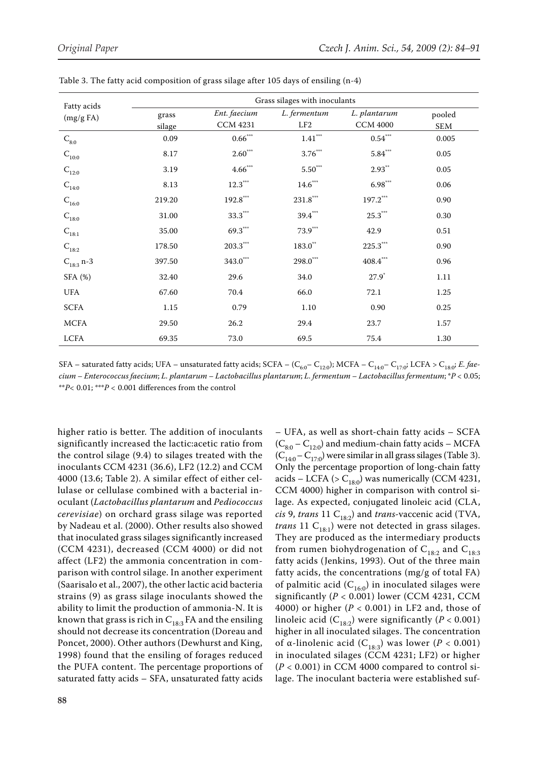Table 3. The fatty acid composition of grass silage after 105 days of ensiling (n-4)

| Fatty acids (mg/g FA) | Grass silages with inoculants | | | | |
|---|---|---|---|---|---|
| | grass silage | *Ent. faecium* CCM 4231 | *L. fermentum* LF2 | *L. plantarum* CCM 4000 | pooled SEM |
| $C_{8:0}$ | 0.09 | $0.66^{***}$ | $1.41^{***}$ | $0.54^{***}$ | 0.005 |
| $C_{10:0}$ | 8.17 | $2.60^{***}$ | $3.76^{***}$ | $5.84^{***}$ | 0.05 |
| $C_{12:0}$ | 3.19 | $4.66^{***}$ | $5.50^{***}$ | $2.93^{**}$ | 0.05 |
| $C_{14:0}$ | 8.13 | $12.3^{***}$ | $14.6^{***}$ | $6.98^{***}$ | 0.06 |
| $C_{16:0}$ | 219.20 | $192.8^{***}$ | $231.8^{***}$ | $197.2^{***}$ | 0.90 |
| $C_{18:0}$ | 31.00 | $33.3^{***}$ | $39.4^{***}$ | $25.3^{***}$ | 0.30 |
| $C_{18:1}$ | 35.00 | $69.3^{***}$ | $73.9^{***}$ | 42.9 | 0.51 |
| $C_{18:2}$ | 178.50 | $203.3^{***}$ | $183.0^{**}$ | $225.3^{***}$ | 0.90 |
| $C_{18:3}$ n-3 | 397.50 | $343.0^{***}$ | $298.0^{***}$ | $408.4^{***}$ | 0.96 |
| SFA (%) | 32.40 | 29.6 | 34.0 | $27.9^{*}$ | 1.11 |
| UFA | 67.60 | 70.4 | 66.0 | 72.1 | 1.25 |
| SCFA | 1.15 | 0.79 | 1.10 | 0.90 | 0.25 |
| MCFA | 29.50 | 26.2 | 29.4 | 23.7 | 1.57 |
| LCFA | 69.35 | 73.0 | 69.5 | 75.4 | 1.30 |

SFA – saturated fatty acids; UFA – unsaturated fatty acids; SCFA – ($C_{6:0}$– $C_{12:0}$); MCFA – $C_{14:0}$– $C_{17:0}$; LCFA > $C_{18:0}$; *E. faecium* – *Enterococcus faecium*; *L. plantarum* – *Lactobacillus plantarum*; *L. fermentum* – *Lactobacillus fermentum*; $^{*}P < 0.05$; $^{**}P < 0.01$; $^{***}P < 0.001$ differences from the control

higher ratio is better. The addition of inoculants significantly increased the lactic:acetic ratio from the control silage (9.4) to silages treated with the inoculants CCM 4231 (36.6), LF2 (12.2) and CCM 4000 (13.6; Table 2). A similar effect of either cellulase or cellulase combined with a bacterial inoculant (*Lactobacillus plantarum* and *Pediococcus cerevisiae*) on orchard grass silage was reported by Nadeau et al. (2000). Other results also showed that inoculated grass silages significantly increased (CCM 4231), decreased (CCM 4000) or did not affect (LF2) the ammonia concentration in comparison with control silage. In another experiment (Saarisalo et al., 2007), the other lactic acid bacteria strains (9) as grass silage inoculants showed the ability to limit the production of ammonia-N. It is known that grass is rich in $C_{18:3}$ FA and the ensiling should not decrease its concentration (Doreau and Poncet, 2000). Other authors (Dewhurst and King, 1998) found that the ensiling of forages reduced the PUFA content. The percentage proportions of saturated fatty acids – SFA, unsaturated fatty acids – UFA, as well as short-chain fatty acids – SCFA ($C_{8:0}$ – $C_{12:0}$) and medium-chain fatty acids – MCFA ($C_{14:0}$ – $C_{17:0}$) were similar in all grass silages (Table 3). Only the percentage proportion of long-chain fatty acids – LCFA (> $C_{18:0}$) was numerically (CCM 4231, CCM 4000) higher in comparison with control silage. As expected, conjugated linoleic acid (CLA, *cis* 9, *trans* 11 $C_{18:2}$) and *trans*-vaccenic acid (TVA, *trans* 11 $C_{18:1}$) were not detected in grass silages. They are produced as the intermediary products from rumen biohydrogenation of $C_{18:2}$ and $C_{18:3}$ fatty acids (Jenkins, 1993). Out of the three main fatty acids, the concentrations (mg/g of total FA) of palmitic acid ($C_{16:0}$) in inoculated silages were significantly ($P < 0.001$) lower (CCM 4231, CCM 4000) or higher ($P < 0.001$) in LF2 and, those of linoleic acid ($C_{18:2}$) were significantly ($P < 0.001$) higher in all inoculated silages. The concentration of α-linolenic acid ($C_{18:3}$) was lower ($P < 0.001$) in inoculated silages (CCM 4231; LF2) or higher ($P < 0.001$) in CCM 4000 compared to control silage. The inoculant bacteria were established suf-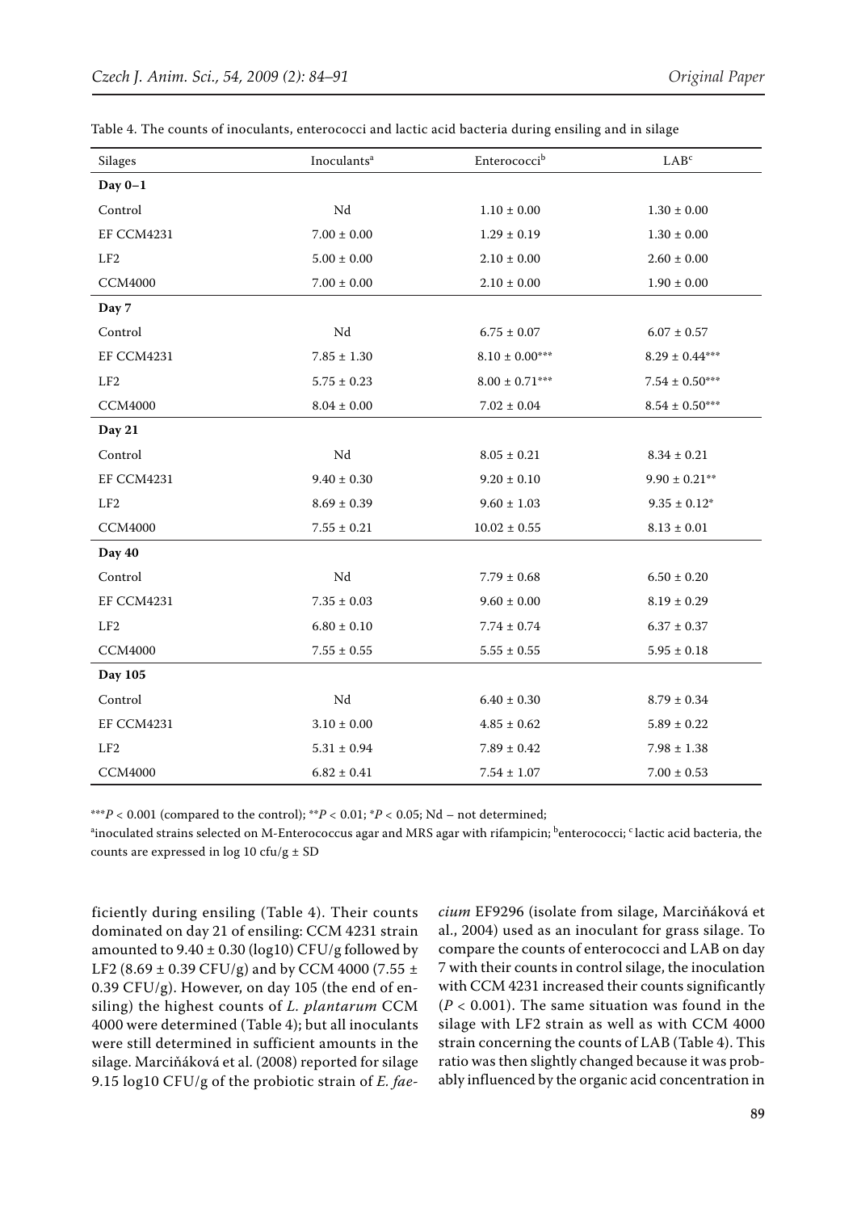Table 4. The counts of inoculants, enterococci and lactic acid bacteria during ensiling and in silage

| Silages | Inoculants[a] | Enterococci[b] | LAB[c] |
|---|---|---|---|
| **Day 0–1** | | | |
| Control | Nd | 1.10 ± 0.00 | 1.30 ± 0.00 |
| EF CCM4231 | 7.00 ± 0.00 | 1.29 ± 0.19 | 1.30 ± 0.00 |
| LF2 | 5.00 ± 0.00 | 2.10 ± 0.00 | 2.60 ± 0.00 |
| CCM4000 | 7.00 ± 0.00 | 2.10 ± 0.00 | 1.90 ± 0.00 |
| **Day 7** | | | |
| Control | Nd | 6.75 ± 0.07 | 6.07 ± 0.57 |
| EF CCM4231 | 7.85 ± 1.30 | 8.10 ± 0.00*** | 8.29 ± 0.44*** |
| LF2 | 5.75 ± 0.23 | 8.00 ± 0.71*** | 7.54 ± 0.50*** |
| CCM4000 | 8.04 ± 0.00 | 7.02 ± 0.04 | 8.54 ± 0.50*** |
| **Day 21** | | | |
| Control | Nd | 8.05 ± 0.21 | 8.34 ± 0.21 |
| EF CCM4231 | 9.40 ± 0.30 | 9.20 ± 0.10 | 9.90 ± 0.21** |
| LF2 | 8.69 ± 0.39 | 9.60 ± 1.03 | 9.35 ± 0.12* |
| CCM4000 | 7.55 ± 0.21 | 10.02 ± 0.55 | 8.13 ± 0.01 |
| **Day 40** | | | |
| Control | Nd | 7.79 ± 0.68 | 6.50 ± 0.20 |
| EF CCM4231 | 7.35 ± 0.03 | 9.60 ± 0.00 | 8.19 ± 0.29 |
| LF2 | 6.80 ± 0.10 | 7.74 ± 0.74 | 6.37 ± 0.37 |
| CCM4000 | 7.55 ± 0.55 | 5.55 ± 0.55 | 5.95 ± 0.18 |
| **Day 105** | | | |
| Control | Nd | 6.40 ± 0.30 | 8.79 ± 0.34 |
| EF CCM4231 | 3.10 ± 0.00 | 4.85 ± 0.62 | 5.89 ± 0.22 |
| LF2 | 5.31 ± 0.94 | 7.89 ± 0.42 | 7.98 ± 1.38 |
| CCM4000 | 6.82 ± 0.41 | 7.54 ± 1.07 | 7.00 ± 0.53 |

***$P < 0.001$ (compared to the control); **$P < 0.01$; *$P < 0.05$; Nd – not determined;

[a]inoculated strains selected on M-Enterococcus agar and MRS agar with rifampicin; [b]enterococci; [c]lactic acid bacteria, the counts are expressed in log 10 cfu/g ± SD

ficiently during ensiling (Table 4). Their counts dominated on day 21 of ensiling: CCM 4231 strain amounted to 9.40 ± 0.30 (log10) CFU/g followed by LF2 (8.69 ± 0.39 CFU/g) and by CCM 4000 (7.55 ± 0.39 CFU/g). However, on day 105 (the end of ensiling) the highest counts of *L. plantarum* CCM 4000 were determined (Table 4); but all inoculants were still determined in sufficient amounts in the silage. Marciňáková et al. (2008) reported for silage 9.15 log10 CFU/g of the probiotic strain of *E. faecium* EF9296 (isolate from silage, Marciňáková et al., 2004) used as an inoculant for grass silage. To compare the counts of enterococci and LAB on day 7 with their counts in control silage, the inoculation with CCM 4231 increased their counts significantly ($P < 0.001$). The same situation was found in the silage with LF2 strain as well as with CCM 4000 strain concerning the counts of LAB (Table 4). This ratio was then slightly changed because it was probably influenced by the organic acid concentration in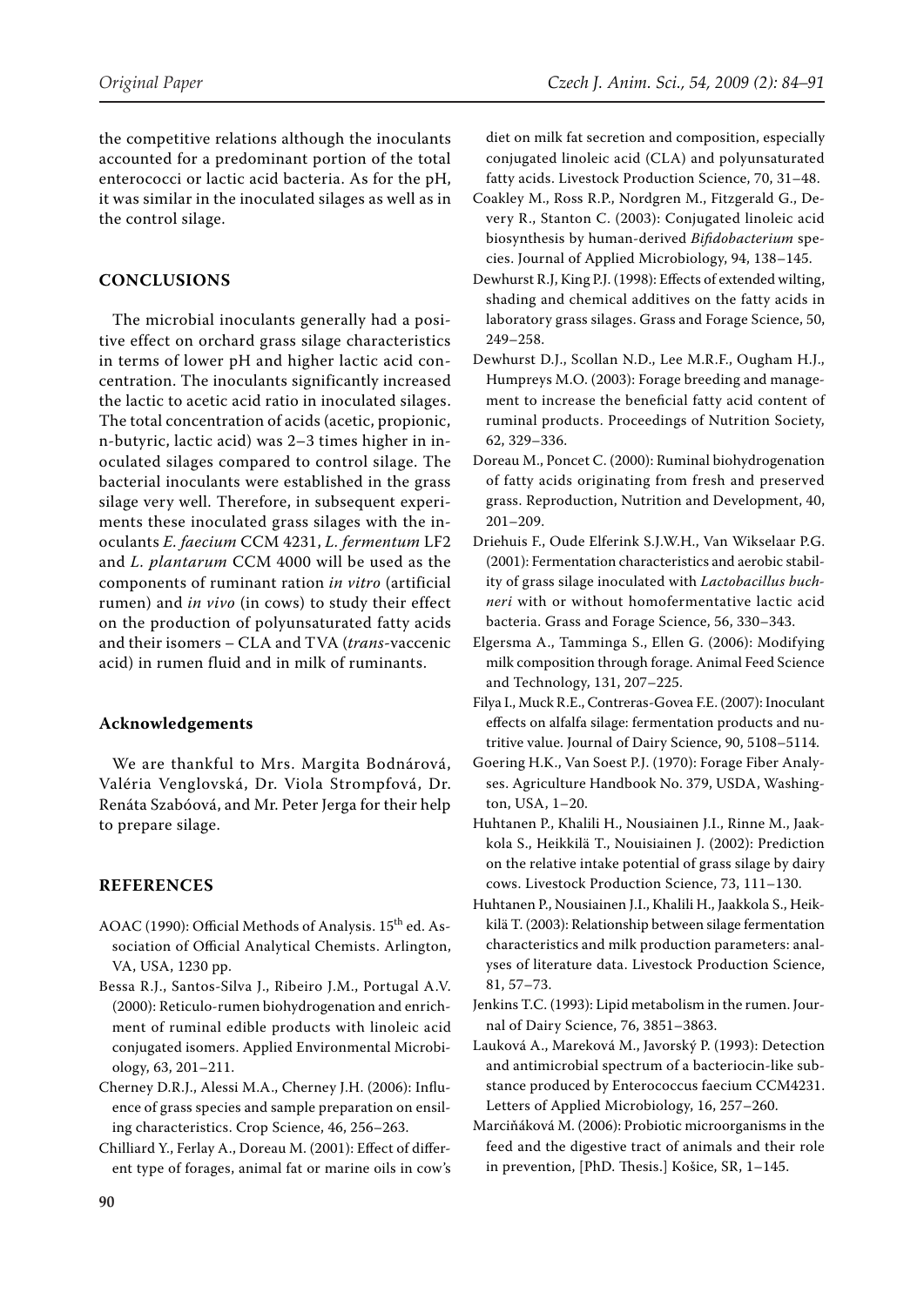the competitive relations although the inoculants accounted for a predominant portion of the total enterococci or lactic acid bacteria. As for the pH, it was similar in the inoculated silages as well as in the control silage.

## CONCLUSIONS

The microbial inoculants generally had a positive effect on orchard grass silage characteristics in terms of lower pH and higher lactic acid concentration. The inoculants significantly increased the lactic to acetic acid ratio in inoculated silages. The total concentration of acids (acetic, propionic, n-butyric, lactic acid) was 2–3 times higher in inoculated silages compared to control silage. The bacterial inoculants were established in the grass silage very well. Therefore, in subsequent experiments these inoculated grass silages with the inoculants *E. faecium* CCM 4231, *L. fermentum* LF2 and *L. plantarum* CCM 4000 will be used as the components of ruminant ration *in vitro* (artificial rumen) and *in vivo* (in cows) to study their effect on the production of polyunsaturated fatty acids and their isomers – CLA and TVA (*trans*-vaccenic acid) in rumen fluid and in milk of ruminants.

### Acknowledgements

We are thankful to Mrs. Margita Bodnárová, Valéria Venglovská, Dr. Viola Strompfová, Dr. Renáta Szabóová, and Mr. Peter Jerga for their help to prepare silage.

## REFERENCES

AOAC (1990): Official Methods of Analysis. 15th ed. Association of Official Analytical Chemists. Arlington, VA, USA, 1230 pp.

Bessa R.J., Santos-Silva J., Ribeiro J.M., Portugal A.V. (2000): Reticulo-rumen biohydrogenation and enrichment of ruminal edible products with linoleic acid conjugated isomers. Applied Environmental Microbiology, 63, 201–211.

Cherney D.R.J., Alessi M.A., Cherney J.H. (2006): Influence of grass species and sample preparation on ensiling characteristics. Crop Science, 46, 256–263.

Chilliard Y., Ferlay A., Doreau M. (2001): Effect of different type of forages, animal fat or marine oils in cow's diet on milk fat secretion and composition, especially conjugated linoleic acid (CLA) and polyunsaturated fatty acids. Livestock Production Science, 70, 31–48.

Coakley M., Ross R.P., Nordgren M., Fitzgerald G., Devery R., Stanton C. (2003): Conjugated linoleic acid biosynthesis by human-derived *Bifidobacterium* species. Journal of Applied Microbiology, 94, 138–145.

Dewhurst R.J, King P.J. (1998): Effects of extended wilting, shading and chemical additives on the fatty acids in laboratory grass silages. Grass and Forage Science, 50, 249–258.

Dewhurst D.J., Scollan N.D., Lee M.R.F., Ougham H.J., Humpreys M.O. (2003): Forage breeding and management to increase the beneficial fatty acid content of ruminal products. Proceedings of Nutrition Society, 62, 329–336.

Doreau M., Poncet C. (2000): Ruminal biohydrogenation of fatty acids originating from fresh and preserved grass. Reproduction, Nutrition and Development, 40, 201–209.

Driehuis F., Oude Elferink S.J.W.H., Van Wikselaar P.G. (2001): Fermentation characteristics and aerobic stability of grass silage inoculated with *Lactobacillus buchneri* with or without homofermentative lactic acid bacteria. Grass and Forage Science, 56, 330–343.

Elgersma A., Tamminga S., Ellen G. (2006): Modifying milk composition through forage. Animal Feed Science and Technology, 131, 207–225.

Filya I., Muck R.E., Contreras-Govea F.E. (2007): Inoculant effects on alfalfa silage: fermentation products and nutritive value. Journal of Dairy Science, 90, 5108–5114.

Goering H.K., Van Soest P.J. (1970): Forage Fiber Analyses. Agriculture Handbook No. 379, USDA, Washington, USA, 1–20.

Huhtanen P., Khalili H., Nousiainen J.I., Rinne M., Jaakkola S., Heikkilä T., Nouisiainen J. (2002): Prediction on the relative intake potential of grass silage by dairy cows. Livestock Production Science, 73, 111–130.

Huhtanen P., Nousiainen J.I., Khalili H., Jaakkola S., Heikkilä T. (2003): Relationship between silage fermentation characteristics and milk production parameters: analyses of literature data. Livestock Production Science, 81, 57–73.

Jenkins T.C. (1993): Lipid metabolism in the rumen. Journal of Dairy Science, 76, 3851–3863.

Lauková A., Mareková M., Javorský P. (1993): Detection and antimicrobial spectrum of a bacteriocin-like substance produced by Enterococcus faecium CCM4231. Letters of Applied Microbiology, 16, 257–260.

Marciňáková M. (2006): Probiotic microorganisms in the feed and the digestive tract of animals and their role in prevention, [PhD. Thesis.] Košice, SR, 1–145.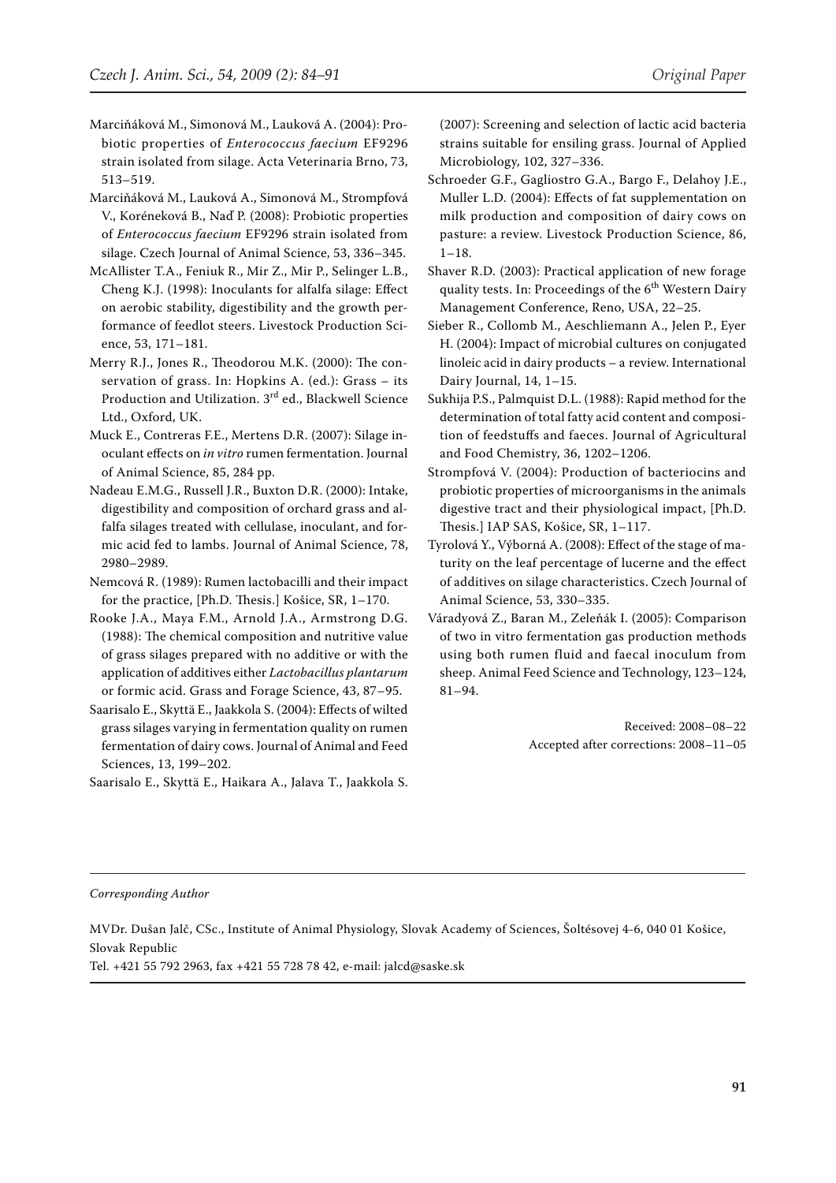Marciňáková M., Simonová M., Lauková A. (2004): Probiotic properties of *Enterococcus faecium* EF9296 strain isolated from silage. Acta Veterinaria Brno, 73, 513–519.

Marciňáková M., Lauková A., Simonová M., Strompfová V., Koréneková B., Naď P. (2008): Probiotic properties of *Enterococcus faecium* EF9296 strain isolated from silage. Czech Journal of Animal Science, 53, 336–345.

McAllister T.A., Feniuk R., Mir Z., Mir P., Selinger L.B., Cheng K.J. (1998): Inoculants for alfalfa silage: Effect on aerobic stability, digestibility and the growth performance of feedlot steers. Livestock Production Science, 53, 171–181.

Merry R.J., Jones R., Theodorou M.K. (2000): The conservation of grass. In: Hopkins A. (ed.): Grass – its Production and Utilization. 3rd ed., Blackwell Science Ltd., Oxford, UK.

Muck E., Contreras F.E., Mertens D.R. (2007): Silage inoculant effects on *in vitro* rumen fermentation. Journal of Animal Science, 85, 284 pp.

Nadeau E.M.G., Russell J.R., Buxton D.R. (2000): Intake, digestibility and composition of orchard grass and alfalfa silages treated with cellulase, inoculant, and formic acid fed to lambs. Journal of Animal Science, 78, 2980–2989.

Nemcová R. (1989): Rumen lactobacilli and their impact for the practice, [Ph.D. Thesis.] Košice, SR, 1–170.

Rooke J.A., Maya F.M., Arnold J.A., Armstrong D.G. (1988): The chemical composition and nutritive value of grass silages prepared with no additive or with the application of additives either *Lactobacillus plantarum* or formic acid. Grass and Forage Science, 43, 87–95.

Saarisalo E., Skyttä E., Jaakkola S. (2004): Effects of wilted grass silages varying in fermentation quality on rumen fermentation of dairy cows. Journal of Animal and Feed Sciences, 13, 199–202.

Saarisalo E., Skyttä E., Haikara A., Jalava T., Jaakkola S. (2007): Screening and selection of lactic acid bacteria strains suitable for ensiling grass. Journal of Applied Microbiology, 102, 327–336.

Schroeder G.F., Gagliostro G.A., Bargo F., Delahoy J.E., Muller L.D. (2004): Effects of fat supplementation on milk production and composition of dairy cows on pasture: a review. Livestock Production Science, 86, 1–18.

Shaver R.D. (2003): Practical application of new forage quality tests. In: Proceedings of the 6th Western Dairy Management Conference, Reno, USA, 22–25.

Sieber R., Collomb M., Aeschliemann A., Jelen P., Eyer H. (2004): Impact of microbial cultures on conjugated linoleic acid in dairy products – a review. International Dairy Journal, 14, 1–15.

Sukhija P.S., Palmquist D.L. (1988): Rapid method for the determination of total fatty acid content and composition of feedstuffs and faeces. Journal of Agricultural and Food Chemistry, 36, 1202–1206.

Strompfová V. (2004): Production of bacteriocins and probiotic properties of microorganisms in the animals digestive tract and their physiological impact, [Ph.D. Thesis.] IAP SAS, Košice, SR, 1–117.

Tyrolová Y., Výborná A. (2008): Effect of the stage of maturity on the leaf percentage of lucerne and the effect of additives on silage characteristics. Czech Journal of Animal Science, 53, 330–335.

Váradyová Z., Baran M., Zeleňák I. (2005): Comparison of two in vitro fermentation gas production methods using both rumen fluid and faecal inoculum from sheep. Animal Feed Science and Technology, 123–124, 81–94.

Received: 2008–08–22
Accepted after corrections: 2008–11–05

*Corresponding Author*

MVDr. Dušan Jalč, CSc., Institute of Animal Physiology, Slovak Academy of Sciences, Šoltésovej 4-6, 040 01 Košice, Slovak Republic
Tel. +421 55 792 2963, fax +421 55 728 78 42, e-mail: jalcd@saske.sk